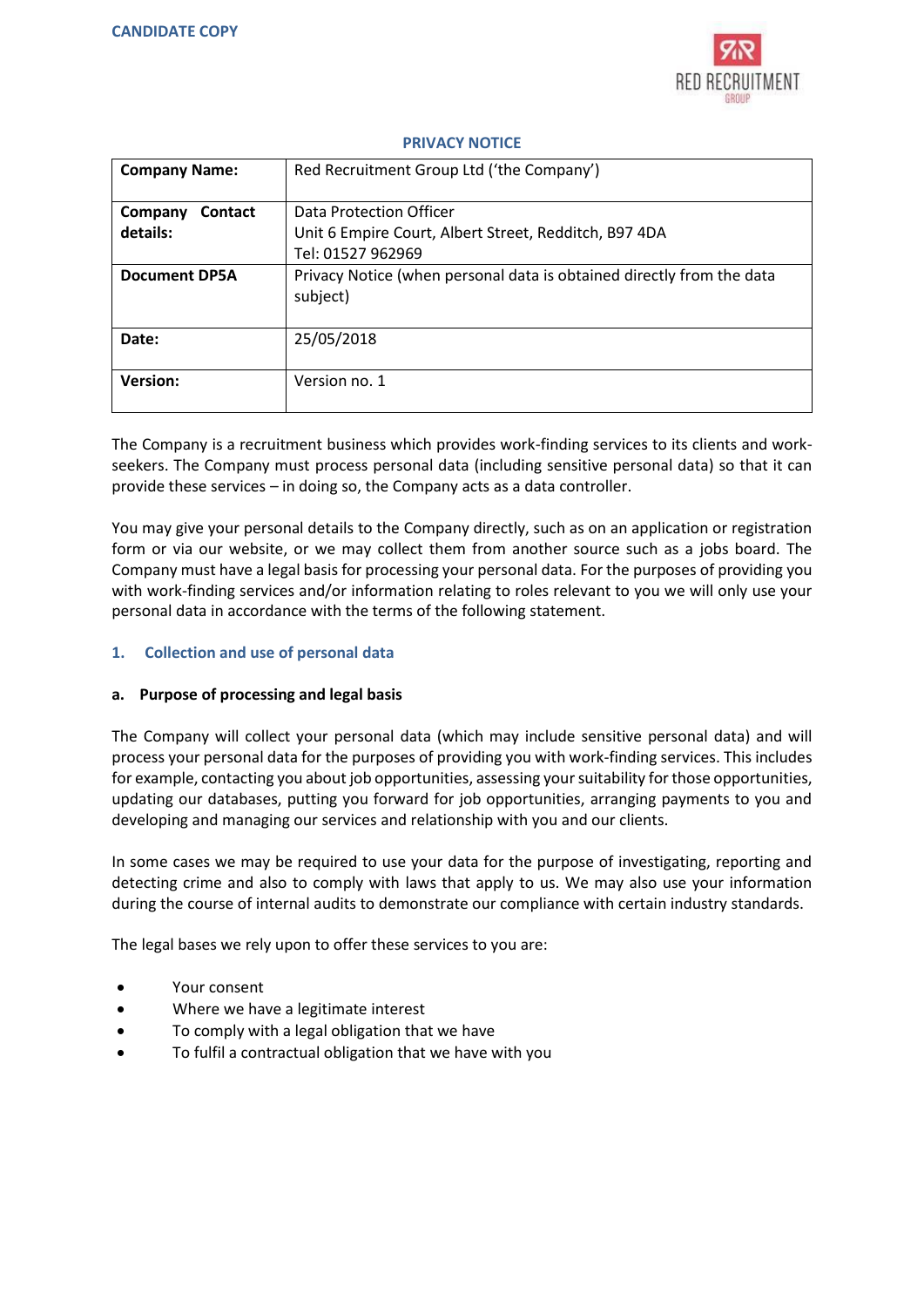CANDIDATE COPY

# PRIVACY NOTICE

| **Company Name:** | Red Recruitment Group Ltd ('the Company') |
|---|---|
| **Company Contact details:** | Data Protection Officer<br>Unit 6 Empire Court, Albert Street, Redditch, B97 4DA<br>Tel: 01527 962969 |
| **Document DP5A** | Privacy Notice (when personal data is obtained directly from the data subject) |
| **Date:** | 25/05/2018 |
| **Version:** | Version no. 1 |

The Company is a recruitment business which provides work-finding services to its clients and work-seekers. The Company must process personal data (including sensitive personal data) so that it can provide these services – in doing so, the Company acts as a data controller.

You may give your personal details to the Company directly, such as on an application or registration form or via our website, or we may collect them from another source such as a jobs board. The Company must have a legal basis for processing your personal data. For the purposes of providing you with work-finding services and/or information relating to roles relevant to you we will only use your personal data in accordance with the terms of the following statement.

## 1. Collection and use of personal data

### a. Purpose of processing and legal basis

The Company will collect your personal data (which may include sensitive personal data) and will process your personal data for the purposes of providing you with work-finding services. This includes for example, contacting you about job opportunities, assessing your suitability for those opportunities, updating our databases, putting you forward for job opportunities, arranging payments to you and developing and managing our services and relationship with you and our clients.

In some cases we may be required to use your data for the purpose of investigating, reporting and detecting crime and also to comply with laws that apply to us. We may also use your information during the course of internal audits to demonstrate our compliance with certain industry standards.

The legal bases we rely upon to offer these services to you are:

- Your consent
- Where we have a legitimate interest
- To comply with a legal obligation that we have
- To fulfil a contractual obligation that we have with you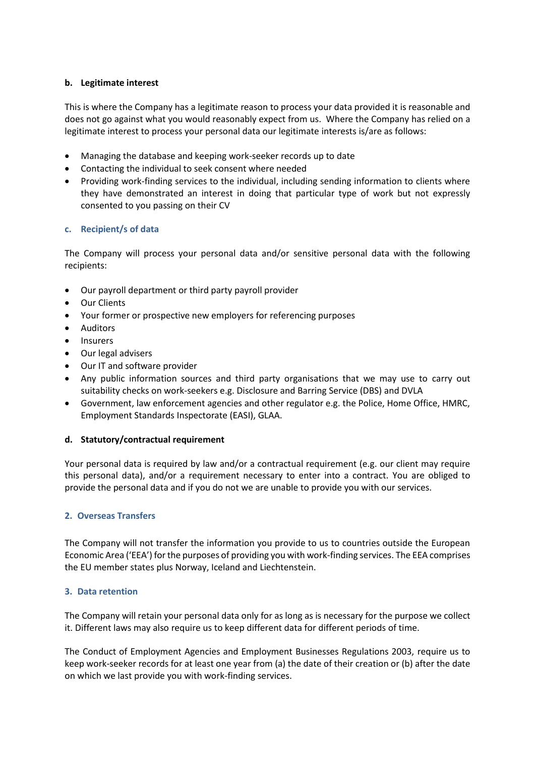**b. Legitimate interest**

This is where the Company has a legitimate reason to process your data provided it is reasonable and does not go against what you would reasonably expect from us. Where the Company has relied on a legitimate interest to process your personal data our legitimate interests is/are as follows:

- Managing the database and keeping work-seeker records up to date
- Contacting the individual to seek consent where needed
- Providing work-finding services to the individual, including sending information to clients where they have demonstrated an interest in doing that particular type of work but not expressly consented to you passing on their CV

### c. Recipient/s of data

The Company will process your personal data and/or sensitive personal data with the following recipients:

- Our payroll department or third party payroll provider
- Our Clients
- Your former or prospective new employers for referencing purposes
- Auditors
- Insurers
- Our legal advisers
- Our IT and software provider
- Any public information sources and third party organisations that we may use to carry out suitability checks on work-seekers e.g. Disclosure and Barring Service (DBS) and DVLA
- Government, law enforcement agencies and other regulator e.g. the Police, Home Office, HMRC, Employment Standards Inspectorate (EASI), GLAA.

**d. Statutory/contractual requirement**

Your personal data is required by law and/or a contractual requirement (e.g. our client may require this personal data), and/or a requirement necessary to enter into a contract. You are obliged to provide the personal data and if you do not we are unable to provide you with our services.

## 2. Overseas Transfers

The Company will not transfer the information you provide to us to countries outside the European Economic Area ('EEA') for the purposes of providing you with work-finding services. The EEA comprises the EU member states plus Norway, Iceland and Liechtenstein.

## 3. Data retention

The Company will retain your personal data only for as long as is necessary for the purpose we collect it. Different laws may also require us to keep different data for different periods of time.

The Conduct of Employment Agencies and Employment Businesses Regulations 2003, require us to keep work-seeker records for at least one year from (a) the date of their creation or (b) after the date on which we last provide you with work-finding services.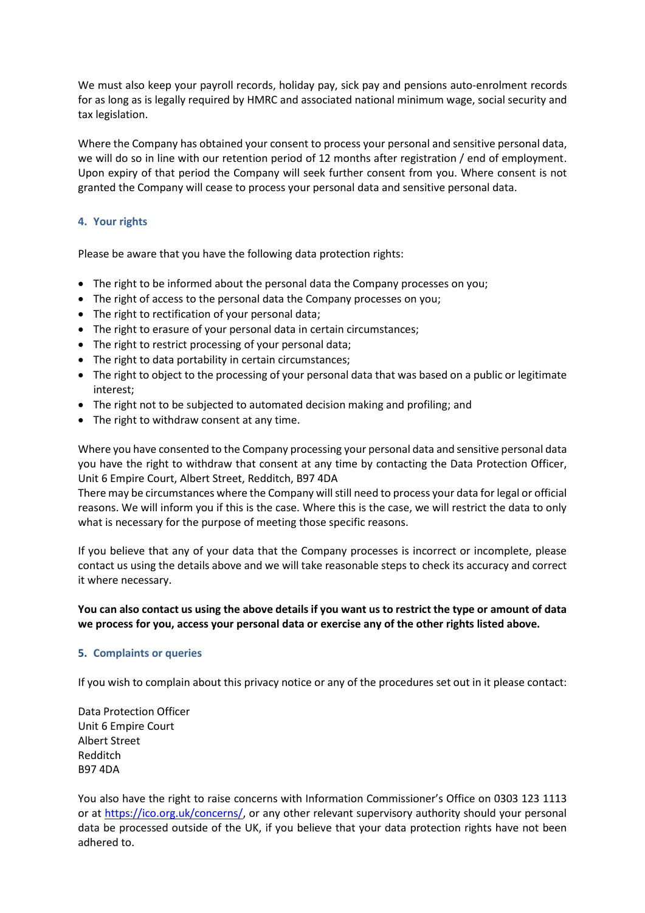We must also keep your payroll records, holiday pay, sick pay and pensions auto-enrolment records for as long as is legally required by HMRC and associated national minimum wage, social security and tax legislation.

Where the Company has obtained your consent to process your personal and sensitive personal data, we will do so in line with our retention period of 12 months after registration / end of employment. Upon expiry of that period the Company will seek further consent from you. Where consent is not granted the Company will cease to process your personal data and sensitive personal data.

## 4. Your rights

Please be aware that you have the following data protection rights:

- The right to be informed about the personal data the Company processes on you;
- The right of access to the personal data the Company processes on you;
- The right to rectification of your personal data;
- The right to erasure of your personal data in certain circumstances;
- The right to restrict processing of your personal data;
- The right to data portability in certain circumstances;
- The right to object to the processing of your personal data that was based on a public or legitimate interest;
- The right not to be subjected to automated decision making and profiling; and
- The right to withdraw consent at any time.

Where you have consented to the Company processing your personal data and sensitive personal data you have the right to withdraw that consent at any time by contacting the Data Protection Officer, Unit 6 Empire Court, Albert Street, Redditch, B97 4DA
There may be circumstances where the Company will still need to process your data for legal or official reasons. We will inform you if this is the case. Where this is the case, we will restrict the data to only what is necessary for the purpose of meeting those specific reasons.

If you believe that any of your data that the Company processes is incorrect or incomplete, please contact us using the details above and we will take reasonable steps to check its accuracy and correct it where necessary.

**You can also contact us using the above details if you want us to restrict the type or amount of data we process for you, access your personal data or exercise any of the other rights listed above.**

## 5. Complaints or queries

If you wish to complain about this privacy notice or any of the procedures set out in it please contact:

Data Protection Officer
Unit 6 Empire Court
Albert Street
Redditch
B97 4DA

You also have the right to raise concerns with Information Commissioner's Office on 0303 123 1113 or at [https://ico.org.uk/concerns/](https://ico.org.uk/concerns/), or any other relevant supervisory authority should your personal data be processed outside of the UK, if you believe that your data protection rights have not been adhered to.